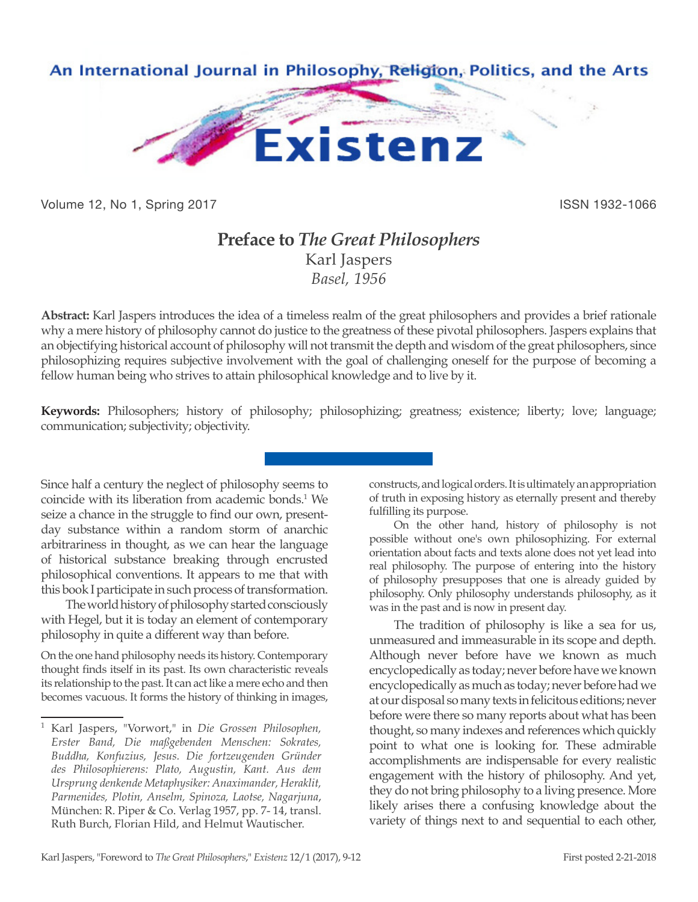# Preface to *The Great Philosophers*

Karl Jaspers

*Basel, 1956*

**Abstract:** Karl Jaspers introduces the idea of a timeless realm of the great philosophers and provides a brief rationale why a mere history of philosophy cannot do justice to the greatness of these pivotal philosophers. Jaspers explains that an objectifying historical account of philosophy will not transmit the depth and wisdom of the great philosophers, since philosophizing requires subjective involvement with the goal of challenging oneself for the purpose of becoming a fellow human being who strives to attain philosophical knowledge and to live by it.

**Keywords:** Philosophers; history of philosophy; philosophizing; greatness; existence; liberty; love; language; communication; subjectivity; objectivity.

---

Since half a century the neglect of philosophy seems to coincide with its liberation from academic bonds.[1] We seize a chance in the struggle to find our own, present-day substance within a random storm of anarchic arbitrariness in thought, as we can hear the language of historical substance breaking through encrusted philosophical conventions. It appears to me that with this book I participate in such process of transformation.

The world history of philosophy started consciously with Hegel, but it is today an element of contemporary philosophy in quite a different way than before.

On the one hand philosophy needs its history. Contemporary thought finds itself in its past. Its own characteristic reveals its relationship to the past. It can act like a mere echo and then becomes vacuous. It forms the history of thinking in images, constructs, and logical orders. It is ultimately an appropriation of truth in exposing history as eternally present and thereby fulfilling its purpose.

On the other hand, history of philosophy is not possible without one's own philosophizing. For external orientation about facts and texts alone does not yet lead into real philosophy. The purpose of entering into the history of philosophy presupposes that one is already guided by philosophy. Only philosophy understands philosophy, as it was in the past and is now in present day.

The tradition of philosophy is like a sea for us, unmeasured and immeasurable in its scope and depth. Although never before have we known as much encyclopedically as today; never before have we known encyclopedically as much as today; never before had we at our disposal so many texts in felicitous editions; never before were there so many reports about what has been thought, so many indexes and references which quickly point to what one is looking for. These admirable accomplishments are indispensable for every realistic engagement with the history of philosophy. And yet, they do not bring philosophy to a living presence. More likely arises there a confusing knowledge about the variety of things next to and sequential to each other,

---

[1] Karl Jaspers, "Vorwort," in *Die Grossen Philosophen, Erster Band, Die maßgebenden Menschen: Sokrates, Buddha, Konfuzius, Jesus. Die fortzeugenden Gründer des Philosophierens: Plato, Augustin, Kant. Aus dem Ursprung denkende Metaphysiker: Anaximander, Heraklit, Parmenides, Plotin, Anselm, Spinoza, Laotse, Nagarjuna*, München: R. Piper & Co. Verlag 1957, pp. 7- 14, transl. Ruth Burch, Florian Hild, and Helmut Wautischer.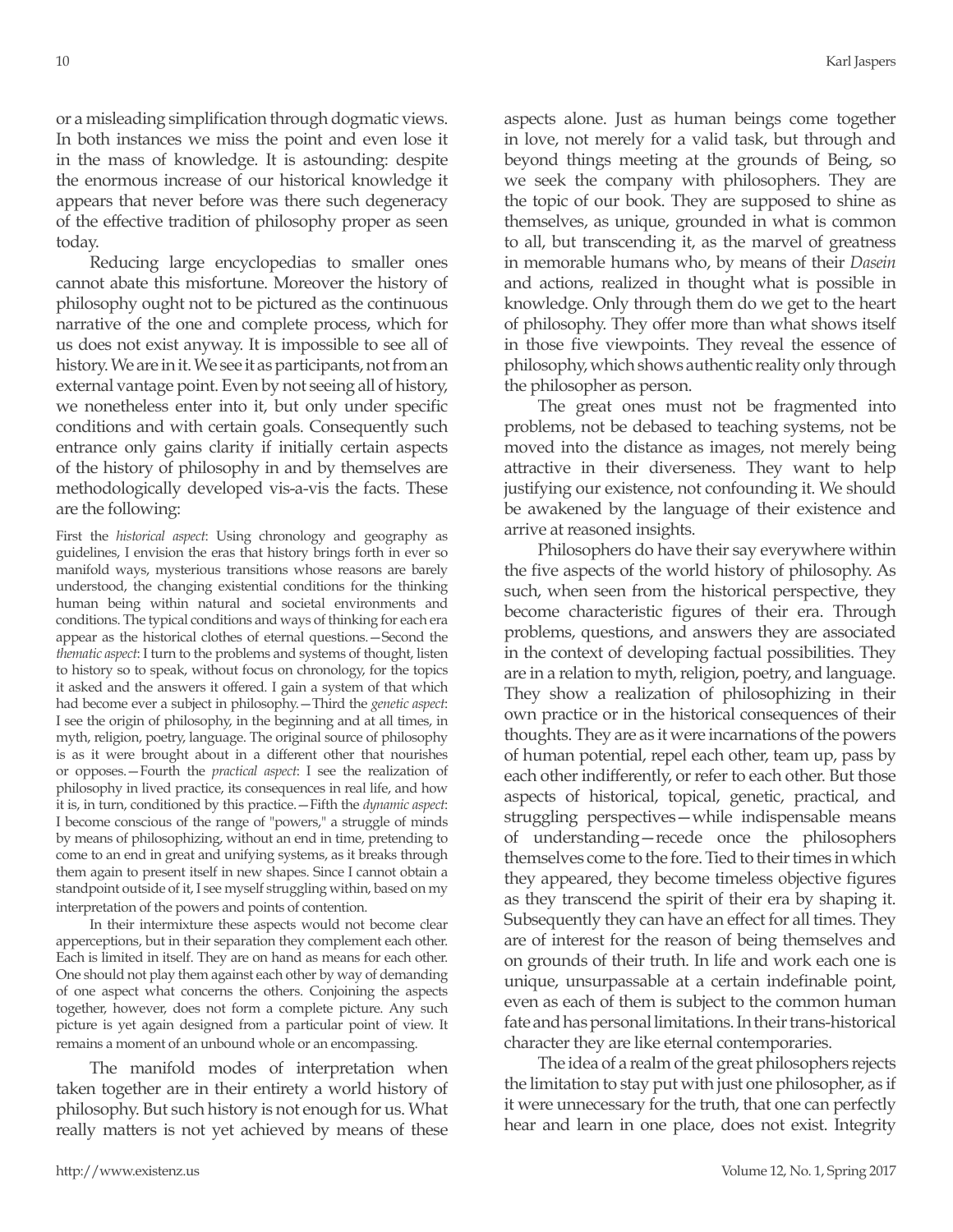or a misleading simplification through dogmatic views. In both instances we miss the point and even lose it in the mass of knowledge. It is astounding: despite the enormous increase of our historical knowledge it appears that never before was there such degeneracy of the effective tradition of philosophy proper as seen today.

Reducing large encyclopedias to smaller ones cannot abate this misfortune. Moreover the history of philosophy ought not to be pictured as the continuous narrative of the one and complete process, which for us does not exist anyway. It is impossible to see all of history. We are in it. We see it as participants, not from an external vantage point. Even by not seeing all of history, we nonetheless enter into it, but only under specific conditions and with certain goals. Consequently such entrance only gains clarity if initially certain aspects of the history of philosophy in and by themselves are methodologically developed vis-a-vis the facts. These are the following:

First the *historical aspect*: Using chronology and geography as guidelines, I envision the eras that history brings forth in ever so manifold ways, mysterious transitions whose reasons are barely understood, the changing existential conditions for the thinking human being within natural and societal environments and conditions. The typical conditions and ways of thinking for each era appear as the historical clothes of eternal questions.—Second the *thematic aspect*: I turn to the problems and systems of thought, listen to history so to speak, without focus on chronology, for the topics it asked and the answers it offered. I gain a system of that which had become ever a subject in philosophy.—Third the *genetic aspect*: I see the origin of philosophy, in the beginning and at all times, in myth, religion, poetry, language. The original source of philosophy is as it were brought about in a different other that nourishes or opposes.—Fourth the *practical aspect*: I see the realization of philosophy in lived practice, its consequences in real life, and how it is, in turn, conditioned by this practice.—Fifth the *dynamic aspect*: I become conscious of the range of "powers," a struggle of minds by means of philosophizing, without an end in time, pretending to come to an end in great and unifying systems, as it breaks through them again to present itself in new shapes. Since I cannot obtain a standpoint outside of it, I see myself struggling within, based on my interpretation of the powers and points of contention.

In their intermixture these aspects would not become clear apperceptions, but in their separation they complement each other. Each is limited in itself. They are on hand as means for each other. One should not play them against each other by way of demanding of one aspect what concerns the others. Conjoining the aspects together, however, does not form a complete picture. Any such picture is yet again designed from a particular point of view. It remains a moment of an unbound whole or an encompassing.

The manifold modes of interpretation when taken together are in their entirety a world history of philosophy. But such history is not enough for us. What really matters is not yet achieved by means of these aspects alone. Just as human beings come together in love, not merely for a valid task, but through and beyond things meeting at the grounds of Being, so we seek the company with philosophers. They are the topic of our book. They are supposed to shine as themselves, as unique, grounded in what is common to all, but transcending it, as the marvel of greatness in memorable humans who, by means of their *Dasein* and actions, realized in thought what is possible in knowledge. Only through them do we get to the heart of philosophy. They offer more than what shows itself in those five viewpoints. They reveal the essence of philosophy, which shows authentic reality only through the philosopher as person.

The great ones must not be fragmented into problems, not be debased to teaching systems, not be moved into the distance as images, not merely being attractive in their diverseness. They want to help justifying our existence, not confounding it. We should be awakened by the language of their existence and arrive at reasoned insights.

Philosophers do have their say everywhere within the five aspects of the world history of philosophy. As such, when seen from the historical perspective, they become characteristic figures of their era. Through problems, questions, and answers they are associated in the context of developing factual possibilities. They are in a relation to myth, religion, poetry, and language. They show a realization of philosophizing in their own practice or in the historical consequences of their thoughts. They are as it were incarnations of the powers of human potential, repel each other, team up, pass by each other indifferently, or refer to each other. But those aspects of historical, topical, genetic, practical, and struggling perspectives—while indispensable means of understanding—recede once the philosophers themselves come to the fore. Tied to their times in which they appeared, they become timeless objective figures as they transcend the spirit of their era by shaping it. Subsequently they can have an effect for all times. They are of interest for the reason of being themselves and on grounds of their truth. In life and work each one is unique, unsurpassable at a certain indefinable point, even as each of them is subject to the common human fate and has personal limitations. In their trans-historical character they are like eternal contemporaries.

The idea of a realm of the great philosophers rejects the limitation to stay put with just one philosopher, as if it were unnecessary for the truth, that one can perfectly hear and learn in one place, does not exist. Integrity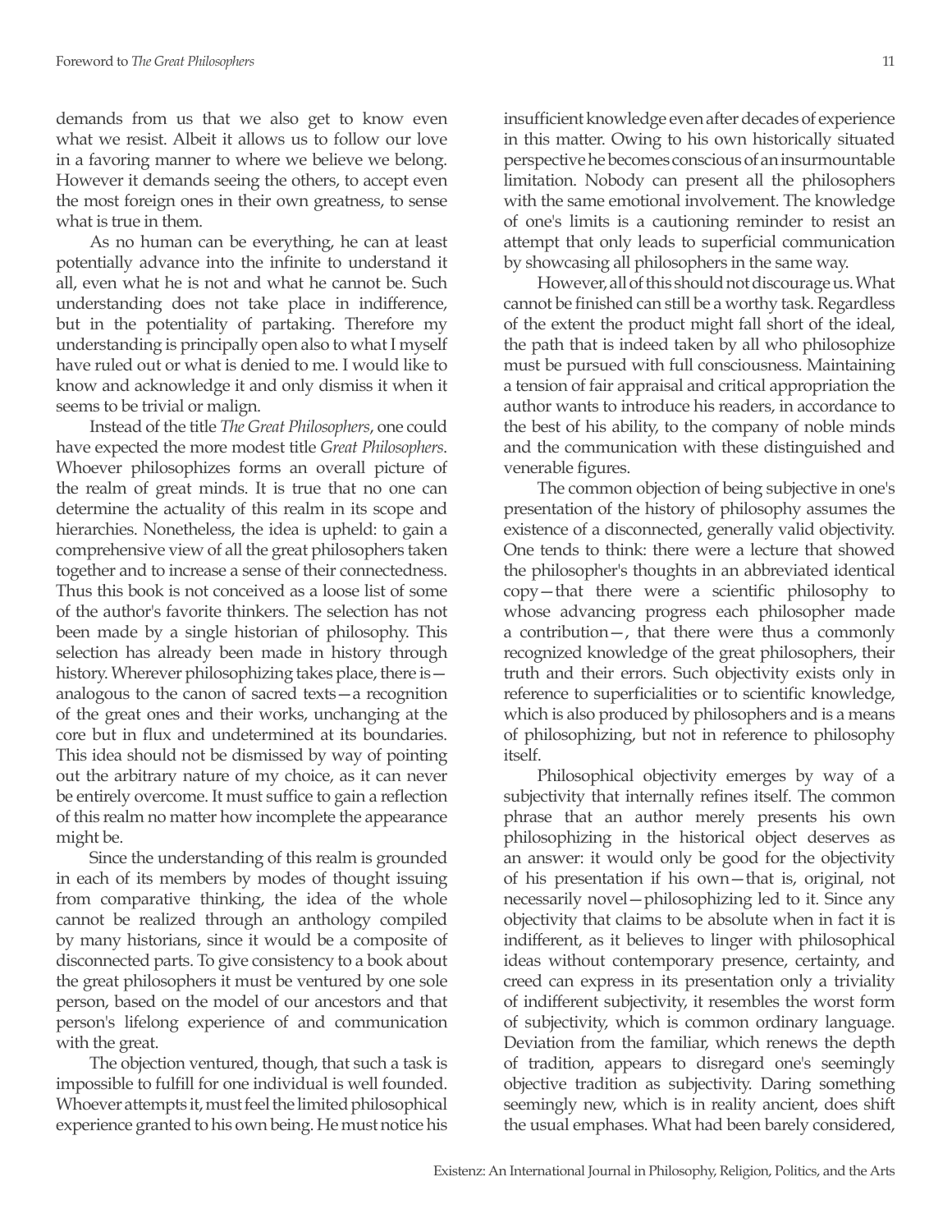demands from us that we also get to know even what we resist. Albeit it allows us to follow our love in a favoring manner to where we believe we belong. However it demands seeing the others, to accept even the most foreign ones in their own greatness, to sense what is true in them.

As no human can be everything, he can at least potentially advance into the infinite to understand it all, even what he is not and what he cannot be. Such understanding does not take place in indifference, but in the potentiality of partaking. Therefore my understanding is principally open also to what I myself have ruled out or what is denied to me. I would like to know and acknowledge it and only dismiss it when it seems to be trivial or malign.

Instead of the title *The Great Philosophers*, one could have expected the more modest title *Great Philosophers*. Whoever philosophizes forms an overall picture of the realm of great minds. It is true that no one can determine the actuality of this realm in its scope and hierarchies. Nonetheless, the idea is upheld: to gain a comprehensive view of all the great philosophers taken together and to increase a sense of their connectedness. Thus this book is not conceived as a loose list of some of the author's favorite thinkers. The selection has not been made by a single historian of philosophy. This selection has already been made in history through history. Wherever philosophizing takes place, there is—analogous to the canon of sacred texts—a recognition of the great ones and their works, unchanging at the core but in flux and undetermined at its boundaries. This idea should not be dismissed by way of pointing out the arbitrary nature of my choice, as it can never be entirely overcome. It must suffice to gain a reflection of this realm no matter how incomplete the appearance might be.

Since the understanding of this realm is grounded in each of its members by modes of thought issuing from comparative thinking, the idea of the whole cannot be realized through an anthology compiled by many historians, since it would be a composite of disconnected parts. To give consistency to a book about the great philosophers it must be ventured by one sole person, based on the model of our ancestors and that person's lifelong experience of and communication with the great.

The objection ventured, though, that such a task is impossible to fulfill for one individual is well founded. Whoever attempts it, must feel the limited philosophical experience granted to his own being. He must notice his insufficient knowledge even after decades of experience in this matter. Owing to his own historically situated perspective he becomes conscious of an insurmountable limitation. Nobody can present all the philosophers with the same emotional involvement. The knowledge of one's limits is a cautioning reminder to resist an attempt that only leads to superficial communication by showcasing all philosophers in the same way.

However, all of this should not discourage us. What cannot be finished can still be a worthy task. Regardless of the extent the product might fall short of the ideal, the path that is indeed taken by all who philosophize must be pursued with full consciousness. Maintaining a tension of fair appraisal and critical appropriation the author wants to introduce his readers, in accordance to the best of his ability, to the company of noble minds and the communication with these distinguished and venerable figures.

The common objection of being subjective in one's presentation of the history of philosophy assumes the existence of a disconnected, generally valid objectivity. One tends to think: there were a lecture that showed the philosopher's thoughts in an abbreviated identical copy—that there were a scientific philosophy to whose advancing progress each philosopher made a contribution—, that there were thus a commonly recognized knowledge of the great philosophers, their truth and their errors. Such objectivity exists only in reference to superficialities or to scientific knowledge, which is also produced by philosophers and is a means of philosophizing, but not in reference to philosophy itself.

Philosophical objectivity emerges by way of a subjectivity that internally refines itself. The common phrase that an author merely presents his own philosophizing in the historical object deserves as an answer: it would only be good for the objectivity of his presentation if his own—that is, original, not necessarily novel—philosophizing led to it. Since any objectivity that claims to be absolute when in fact it is indifferent, as it believes to linger with philosophical ideas without contemporary presence, certainty, and creed can express in its presentation only a triviality of indifferent subjectivity, it resembles the worst form of subjectivity, which is common ordinary language. Deviation from the familiar, which renews the depth of tradition, appears to disregard one's seemingly objective tradition as subjectivity. Daring something seemingly new, which is in reality ancient, does shift the usual emphases. What had been barely considered,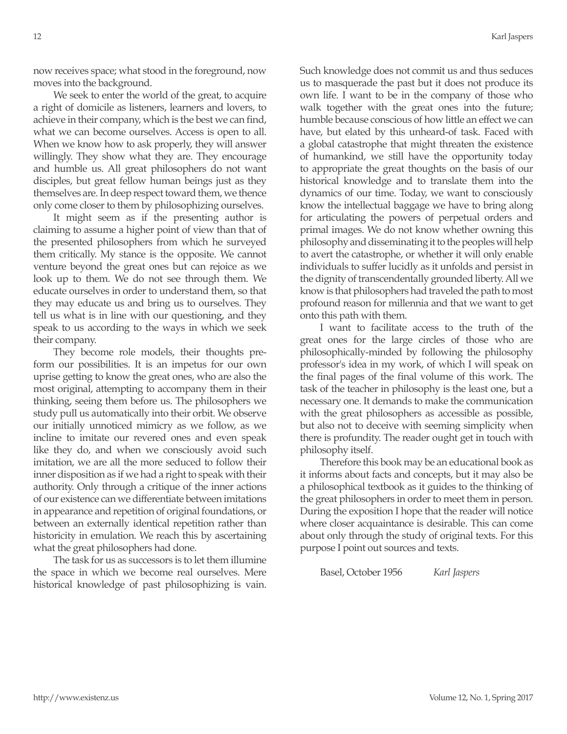now receives space; what stood in the foreground, now moves into the background.

We seek to enter the world of the great, to acquire a right of domicile as listeners, learners and lovers, to achieve in their company, which is the best we can find, what we can become ourselves. Access is open to all. When we know how to ask properly, they will answer willingly. They show what they are. They encourage and humble us. All great philosophers do not want disciples, but great fellow human beings just as they themselves are. In deep respect toward them, we thence only come closer to them by philosophizing ourselves.

It might seem as if the presenting author is claiming to assume a higher point of view than that of the presented philosophers from which he surveyed them critically. My stance is the opposite. We cannot venture beyond the great ones but can rejoice as we look up to them. We do not see through them. We educate ourselves in order to understand them, so that they may educate us and bring us to ourselves. They tell us what is in line with our questioning, and they speak to us according to the ways in which we seek their company.

They become role models, their thoughts pre-form our possibilities. It is an impetus for our own uprise getting to know the great ones, who are also the most original, attempting to accompany them in their thinking, seeing them before us. The philosophers we study pull us automatically into their orbit. We observe our initially unnoticed mimicry as we follow, as we incline to imitate our revered ones and even speak like they do, and when we consciously avoid such imitation, we are all the more seduced to follow their inner disposition as if we had a right to speak with their authority. Only through a critique of the inner actions of our existence can we differentiate between imitations in appearance and repetition of original foundations, or between an externally identical repetition rather than historicity in emulation. We reach this by ascertaining what the great philosophers had done.

The task for us as successors is to let them illumine the space in which we become real ourselves. Mere historical knowledge of past philosophizing is vain. Such knowledge does not commit us and thus seduces us to masquerade the past but it does not produce its own life. I want to be in the company of those who walk together with the great ones into the future; humble because conscious of how little an effect we can have, but elated by this unheard-of task. Faced with a global catastrophe that might threaten the existence of humankind, we still have the opportunity today to appropriate the great thoughts on the basis of our historical knowledge and to translate them into the dynamics of our time. Today, we want to consciously know the intellectual baggage we have to bring along for articulating the powers of perpetual orders and primal images. We do not know whether owning this philosophy and disseminating it to the peoples will help to avert the catastrophe, or whether it will only enable individuals to suffer lucidly as it unfolds and persist in the dignity of transcendentally grounded liberty. All we know is that philosophers had traveled the path to most profound reason for millennia and that we want to get onto this path with them.

I want to facilitate access to the truth of the great ones for the large circles of those who are philosophically-minded by following the philosophy professor's idea in my work, of which I will speak on the final pages of the final volume of this work. The task of the teacher in philosophy is the least one, but a necessary one. It demands to make the communication with the great philosophers as accessible as possible, but also not to deceive with seeming simplicity when there is profundity. The reader ought get in touch with philosophy itself.

Therefore this book may be an educational book as it informs about facts and concepts, but it may also be a philosophical textbook as it guides to the thinking of the great philosophers in order to meet them in person. During the exposition I hope that the reader will notice where closer acquaintance is desirable. This can come about only through the study of original texts. For this purpose I point out sources and texts.

Basel, October 1956 *Karl Jaspers*